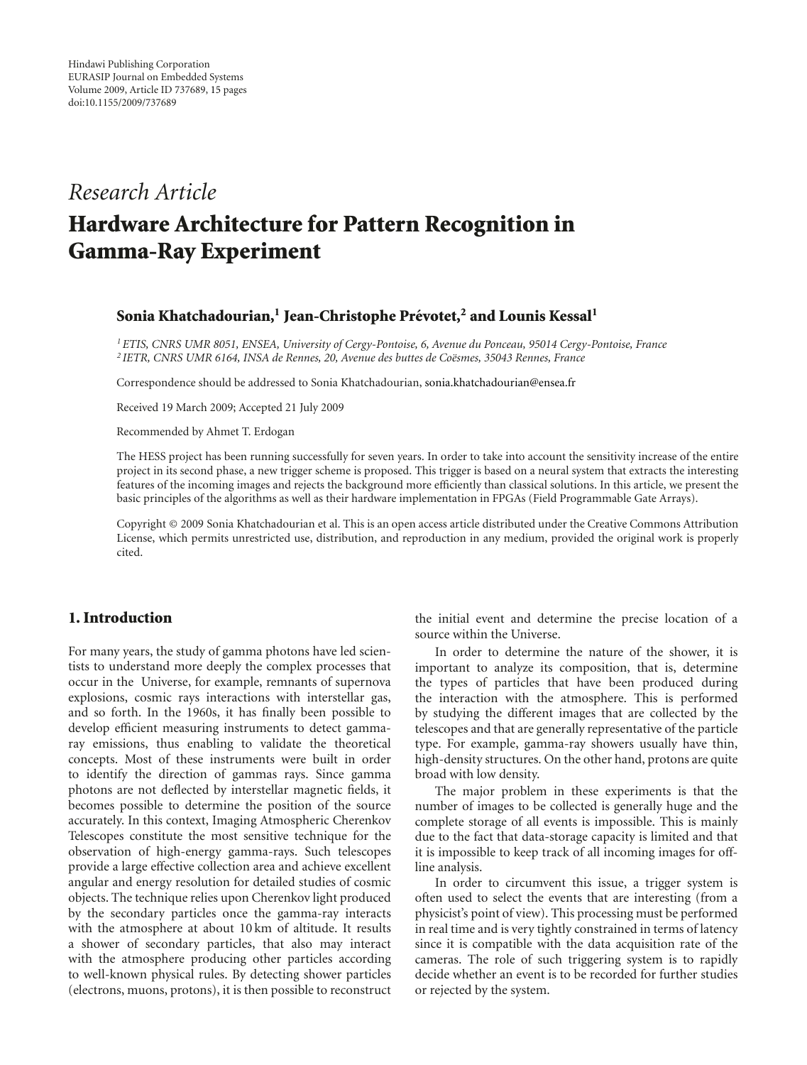Hindawi Publishing Corporation
EURASIP Journal on Embedded Systems
Volume 2009, Article ID 737689, 15 pages
doi:10.1155/2009/737689

*Research Article*

# Hardware Architecture for Pattern Recognition in Gamma-Ray Experiment

**Sonia Khatchadourian,[1] Jean-Christophe Prévotet,[2] and Lounis Kessal[1]**

[1] *ETIS, CNRS UMR 8051, ENSEA, University of Cergy-Pontoise, 6, Avenue du Ponceau, 95014 Cergy-Pontoise, France*
[2] *IETR, CNRS UMR 6164, INSA de Rennes, 20, Avenue des buttes de Coësmes, 35043 Rennes, France*

Correspondence should be addressed to Sonia Khatchadourian, sonia.khatchadourian@ensea.fr

Received 19 March 2009; Accepted 21 July 2009

Recommended by Ahmet T. Erdogan

The HESS project has been running successfully for seven years. In order to take into account the sensitivity increase of the entire project in its second phase, a new trigger scheme is proposed. This trigger is based on a neural system that extracts the interesting features of the incoming images and rejects the background more efficiently than classical solutions. In this article, we present the basic principles of the algorithms as well as their hardware implementation in FPGAs (Field Programmable Gate Arrays).

Copyright © 2009 Sonia Khatchadourian et al. This is an open access article distributed under the Creative Commons Attribution License, which permits unrestricted use, distribution, and reproduction in any medium, provided the original work is properly cited.

## 1. Introduction

For many years, the study of gamma photons have led scientists to understand more deeply the complex processes that occur in the Universe, for example, remnants of supernova explosions, cosmic rays interactions with interstellar gas, and so forth. In the 1960s, it has finally been possible to develop efficient measuring instruments to detect gamma-ray emissions, thus enabling to validate the theoretical concepts. Most of these instruments were built in order to identify the direction of gammas rays. Since gamma photons are not deflected by interstellar magnetic fields, it becomes possible to determine the position of the source accurately. In this context, Imaging Atmospheric Cherenkov Telescopes constitute the most sensitive technique for the observation of high-energy gamma-rays. Such telescopes provide a large effective collection area and achieve excellent angular and energy resolution for detailed studies of cosmic objects. The technique relies upon Cherenkov light produced by the secondary particles once the gamma-ray interacts with the atmosphere at about 10 km of altitude. It results a shower of secondary particles, that also may interact with the atmosphere producing other particles according to well-known physical rules. By detecting shower particles (electrons, muons, protons), it is then possible to reconstruct the initial event and determine the precise location of a source within the Universe.

In order to determine the nature of the shower, it is important to analyze its composition, that is, determine the types of particles that have been produced during the interaction with the atmosphere. This is performed by studying the different images that are collected by the telescopes and that are generally representative of the particle type. For example, gamma-ray showers usually have thin, high-density structures. On the other hand, protons are quite broad with low density.

The major problem in these experiments is that the number of images to be collected is generally huge and the complete storage of all events is impossible. This is mainly due to the fact that data-storage capacity is limited and that it is impossible to keep track of all incoming images for off-line analysis.

In order to circumvent this issue, a trigger system is often used to select the events that are interesting (from a physicist's point of view). This processing must be performed in real time and is very tightly constrained in terms of latency since it is compatible with the data acquisition rate of the cameras. The role of such triggering system is to rapidly decide whether an event is to be recorded for further studies or rejected by the system.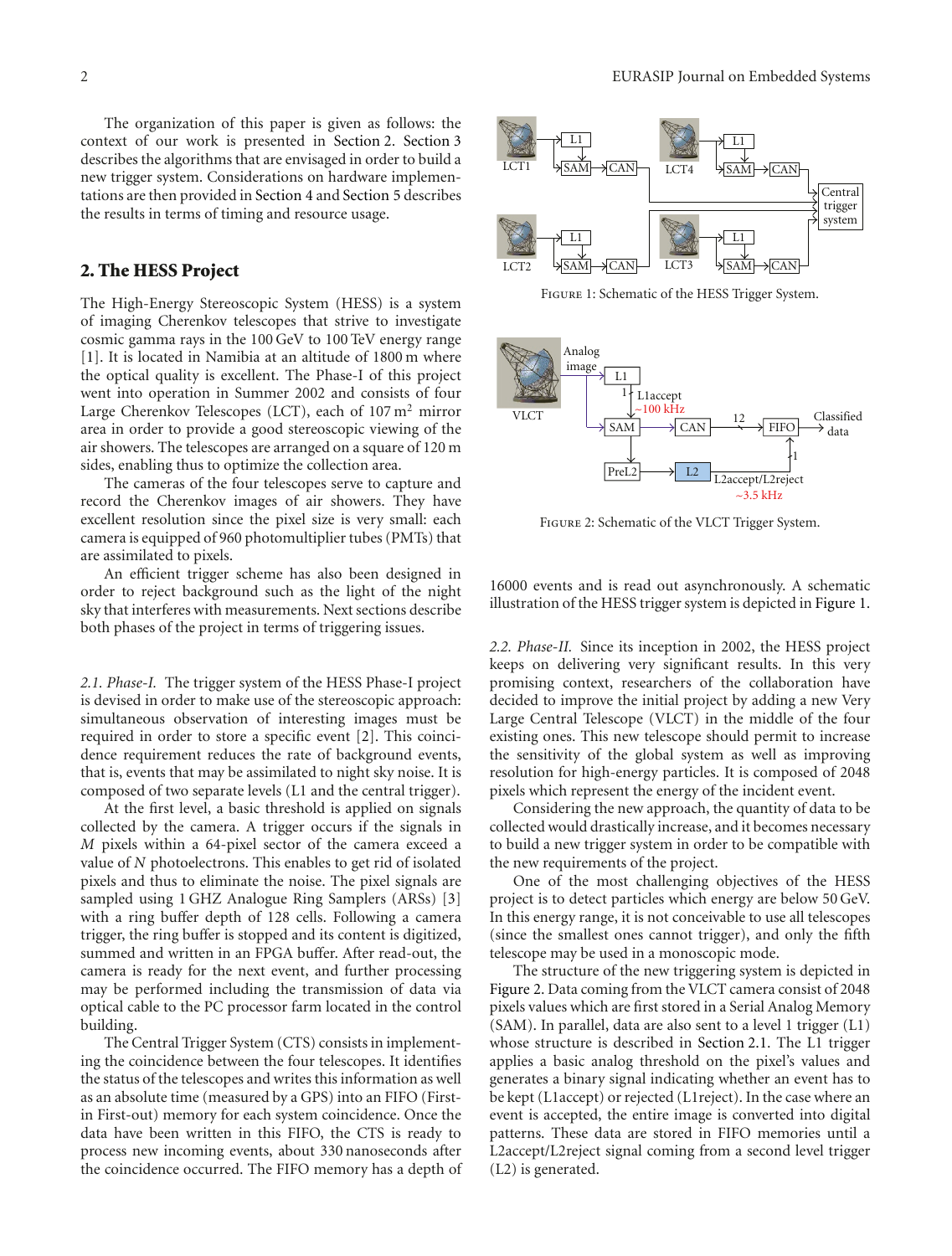The organization of this paper is given as follows: the context of our work is presented in Section 2. Section 3 describes the algorithms that are envisaged in order to build a new trigger system. Considerations on hardware implementations are then provided in Section 4 and Section 5 describes the results in terms of timing and resource usage.

## 2. The HESS Project

The High-Energy Stereoscopic System (HESS) is a system of imaging Cherenkov telescopes that strive to investigate cosmic gamma rays in the 100 GeV to 100 TeV energy range [1]. It is located in Namibia at an altitude of 1800 m where the optical quality is excellent. The Phase-I of this project went into operation in Summer 2002 and consists of four Large Cherenkov Telescopes (LCT), each of 107 $m^2$ mirror area in order to provide a good stereoscopic viewing of the air showers. The telescopes are arranged on a square of 120 m sides, enabling thus to optimize the collection area.

The cameras of the four telescopes serve to capture and record the Cherenkov images of air showers. They have excellent resolution since the pixel size is very small: each camera is equipped of 960 photomultiplier tubes (PMTs) that are assimilated to pixels.

An efficient trigger scheme has also been designed in order to reject background such as the light of the night sky that interferes with measurements. Next sections describe both phases of the project in terms of triggering issues.

*2.1. Phase-I.* The trigger system of the HESS Phase-I project is devised in order to make use of the stereoscopic approach: simultaneous observation of interesting images must be required in order to store a specific event [2]. This coincidence requirement reduces the rate of background events, that is, events that may be assimilated to night sky noise. It is composed of two separate levels (L1 and the central trigger).

At the first level, a basic threshold is applied on signals collected by the camera. A trigger occurs if the signals in $M$ pixels within a 64-pixel sector of the camera exceed a value of $N$ photoelectrons. This enables to get rid of isolated pixels and thus to eliminate the noise. The pixel signals are sampled using 1 GHZ Analogue Ring Samplers (ARSs) [3] with a ring buffer depth of 128 cells. Following a camera trigger, the ring buffer is stopped and its content is digitized, summed and written in an FPGA buffer. After read-out, the camera is ready for the next event, and further processing may be performed including the transmission of data via optical cable to the PC processor farm located in the control building.

The Central Trigger System (CTS) consists in implementing the coincidence between the four telescopes. It identifies the status of the telescopes and writes this information as well as an absolute time (measured by a GPS) into an FIFO (First-in First-out) memory for each system coincidence. Once the data have been written in this FIFO, the CTS is ready to process new incoming events, about 330 nanoseconds after the coincidence occurred. The FIFO memory has a depth of 16000 events and is read out asynchronously. A schematic illustration of the HESS trigger system is depicted in Figure 1.

Figure 1: Schematic of the HESS Trigger System.

Figure 2: Schematic of the VLCT Trigger System.

*2.2. Phase-II.* Since its inception in 2002, the HESS project keeps on delivering very significant results. In this very promising context, researchers of the collaboration have decided to improve the initial project by adding a new Very Large Central Telescope (VLCT) in the middle of the four existing ones. This new telescope should permit to increase the sensitivity of the global system as well as improving the resolution for high-energy particles. It is composed of 2048 pixels which represent the energy of the incident event.

Considering the new approach, the quantity of data to be collected would drastically increase, and it becomes necessary to build a new trigger system in order to be compatible with the new requirements of the project.

One of the most challenging objectives of the HESS project is to detect particles which energy are below 50 GeV. In this energy range, it is not conceivable to use all telescopes (since the smallest ones cannot trigger), and only the fifth telescope may be used in a monoscopic mode.

The structure of the new triggering system is depicted in Figure 2. Data coming from the VLCT camera consist of 2048 pixels values which are first stored in a Serial Analog Memory (SAM). In parallel, data are also sent to a level 1 trigger (L1) whose structure is described in Section 2.1. The L1 trigger applies a basic analog threshold on the pixel's values and generates a binary signal indicating whether an event has to be kept (L1accept) or rejected (L1reject). In the case where an event is accepted, the entire image is converted into digital patterns. These data are stored in FIFO memories until a L2accept/L2reject signal coming from a second level trigger (L2) is generated.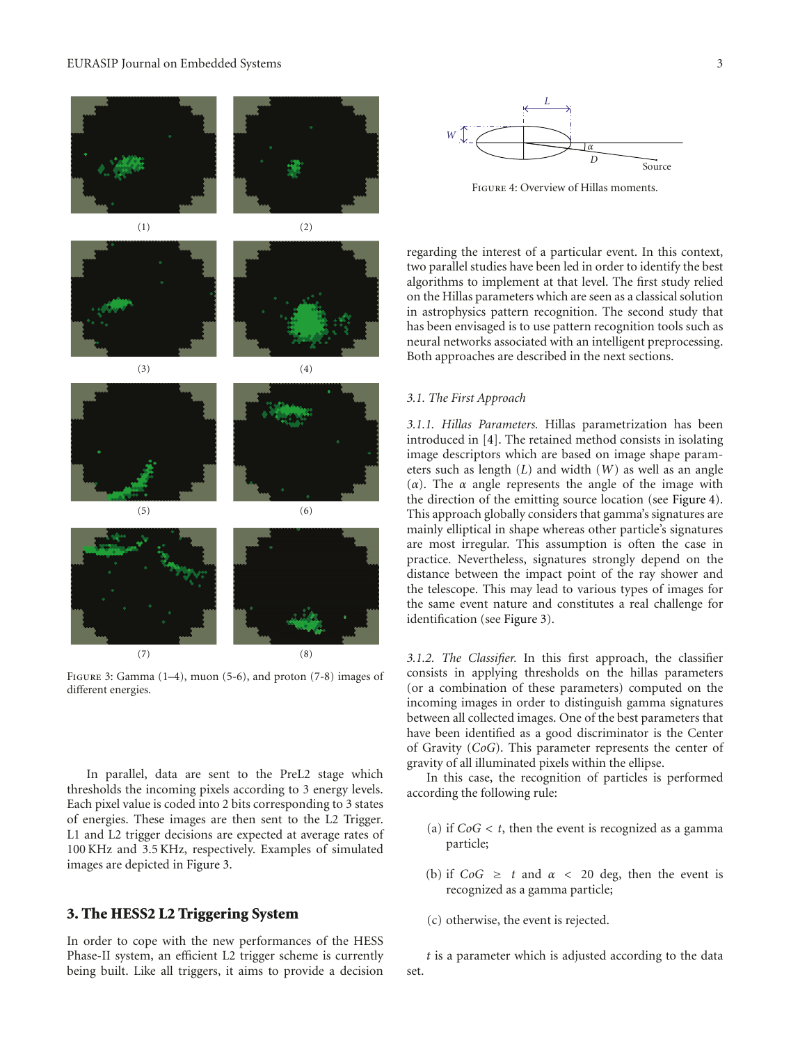(1)

(2)

(3)

(4)

(5)

(6)

(7)

(8)

Figure 3: Gamma (1–4), muon (5-6), and proton (7-8) images of different energies.

In parallel, data are sent to the PreL2 stage which thresholds the incoming pixels according to 3 energy levels. Each pixel value is coded into 2 bits corresponding to 3 states of energies. These images are then sent to the L2 Trigger. L1 and L2 trigger decisions are expected at average rates of 100 KHz and 3.5 KHz, respectively. Examples of simulated images are depicted in Figure 3.

## 3. The HESS2 L2 Triggering System

In order to cope with the new performances of the HESS Phase-II system, an efficient L2 trigger scheme is currently being built. Like all triggers, it aims to provide a decision regarding the interest of a particular event. In this context, two parallel studies have been led in order to identify the best algorithms to implement at that level. The first study relied on the Hillas parameters which are seen as a classical solution in astrophysics pattern recognition. The second study that has been envisaged is to use pattern recognition tools such as neural networks associated with an intelligent preprocessing. Both approaches are described in the next sections.

Figure 4: Overview of Hillas moments.

### 3.1. The First Approach

*3.1.1. Hillas Parameters.* Hillas parametrization has been introduced in [4]. The retained method consists in isolating image descriptors which are based on image shape parameters such as length ($L$) and width ($W$) as well as an angle ($\alpha$). The $\alpha$ angle represents the angle of the image with the direction of the emitting source location (see Figure 4). This approach globally considers that gamma's signatures are mainly elliptical in shape whereas other particle's signatures are most irregular. This assumption is often the case in practice. Nevertheless, signatures strongly depend on the distance between the impact point of the ray shower and the telescope. This may lead to various types of images for the same event nature and constitutes a real challenge for identification (see Figure 3).

*3.1.2. The Classifier.* In this first approach, the classifier consists in applying thresholds on the hillas parameters (or a combination of these parameters) computed on the incoming images in order to distinguish gamma signatures between all collected images. One of the best parameters that have been identified as a good discriminator is the Center of Gravity ($CoG$). This parameter represents the center of gravity of all illuminated pixels within the ellipse.

In this case, the recognition of particles is performed according the following rule:

(a) if $CoG < t$, then the event is recognized as a gamma particle;

(b) if $CoG \geq t$ and $\alpha < 20$ deg, then the event is recognized as a gamma particle;

(c) otherwise, the event is rejected.

$t$ is a parameter which is adjusted according to the data set.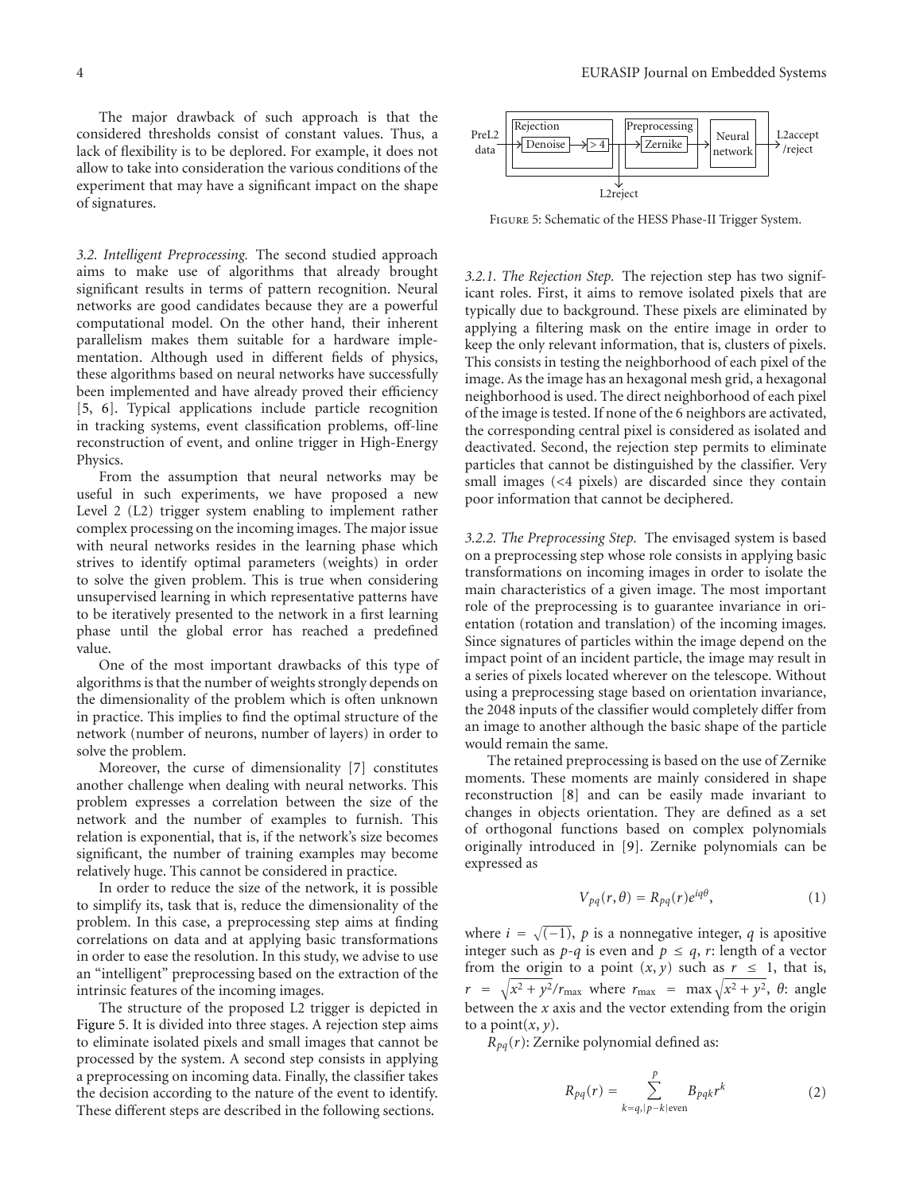The major drawback of such approach is that the considered thresholds consist of constant values. Thus, a lack of flexibility is to be deplored. For example, it does not allow to take into consideration the various conditions of the experiment that may have a significant impact on the shape of signatures.

*3.2. Intelligent Preprocessing.* The second studied approach aims to make use of algorithms that already brought significant results in terms of pattern recognition. Neural networks are good candidates because they are a powerful computational model. On the other hand, their inherent parallelism makes them suitable for a hardware implementation. Although used in different fields of physics, these algorithms based on neural networks have successfully been implemented and have already proved their efficiency [5, 6]. Typical applications include particle recognition in tracking systems, event classification problems, off-line reconstruction of event, and online trigger in High-Energy Physics.

From the assumption that neural networks may be useful in such experiments, we have proposed a new Level 2 (L2) trigger system enabling to implement rather complex processing on the incoming images. The major issue with neural networks resides in the learning phase which strives to identify optimal parameters (weights) in order to solve the given problem. This is true when considering unsupervised learning in which representative patterns have to be iteratively presented to the network in a first learning phase until the global error has reached a predefined value.

One of the most important drawbacks of this type of algorithms is that the number of weights strongly depends on the dimensionality of the problem which is often unknown in practice. This implies to find the optimal structure of the network (number of neurons, number of layers) in order to solve the problem.

Moreover, the curse of dimensionality [7] constitutes another challenge when dealing with neural networks. This problem expresses a correlation between the size of the network and the number of examples to furnish. This relation is exponential, that is, if the network's size becomes significant, the number of training examples may become relatively huge. This cannot be considered in practice.

In order to reduce the size of the network, it is possible to simplify its, task that is, reduce the dimensionality of the problem. In this case, a preprocessing step aims at finding correlations on data and at applying basic transformations in order to ease the resolution. In this study, we advise to use an "intelligent" preprocessing based on the extraction of the intrinsic features of the incoming images.

The structure of the proposed L2 trigger is depicted in Figure 5. It is divided into three stages. A rejection step aims to eliminate isolated pixels and small images that cannot be processed by the system. A second step consists in applying a preprocessing on incoming data. Finally, the classifier takes the decision according to the nature of the event to identify. These different steps are described in the following sections.

PreL2 data → [Rejection: Denoise → > 4] → [Preprocessing: Zernike] → [Neural network] → L2accept /reject; L2reject

Figure 5: Schematic of the HESS Phase-II Trigger System.

*3.2.1. The Rejection Step.* The rejection step has two significant roles. First, it aims to remove isolated pixels that are typically due to background. These pixels are eliminated by applying a filtering mask on the entire image in order to keep the only relevant information, that is, clusters of pixels. This consists in testing the neighborhood of each pixel of the image. As the image has an hexagonal mesh grid, a hexagonal neighborhood is used. The direct neighborhood of each pixel of the image is tested. If none of the 6 neighbors are activated, the corresponding central pixel is considered as isolated and deactivated. Second, the rejection step permits to eliminate particles that cannot be distinguished by the classifier. Very small images (<4 pixels) are discarded since they contain poor information that cannot be deciphered.

*3.2.2. The Preprocessing Step.* The envisaged system is based on a preprocessing step whose role consists in applying basic transformations on incoming images in order to isolate the main characteristics of a given image. The most important role of the preprocessing is to guarantee invariance in orientation (rotation and translation) of the incoming images. Since signatures of particles within the image depend on the impact point of an incident particle, the image may result in a series of pixels located wherever on the telescope. Without using a preprocessing stage based on orientation invariance, the 2048 inputs of the classifier would completely differ from an image to another although the basic shape of the particle would remain the same.

The retained preprocessing is based on the use of Zernike moments. These moments are mainly considered in shape reconstruction [8] and can be easily made invariant to changes in objects orientation. They are defined as a set of orthogonal functions based on complex polynomials originally introduced in [9]. Zernike polynomials can be expressed as

$$V_{pq}(r,\theta) = R_{pq}(r)e^{iq\theta}, \tag{1}$$

where $i = \sqrt{(-1)}$, $p$ is a nonnegative integer, $q$ is apositive integer such as $p$-$q$ is even and $p \leq q$, $r$: length of a vector from the origin to a point $(x, y)$ such as $r \leq 1$, that is, $r = \sqrt{x^2 + y^2}/r_{\max}$ where $r_{\max} = \max\sqrt{x^2 + y^2}$, $\theta$: angle between the $x$ axis and the vector extending from the origin to a point$(x, y)$.

$R_{pq}(r)$: Zernike polynomial defined as:

$$R_{pq}(r) = \sum_{k=q, |p-k| \text{even}}^{p} B_{pqk} r^k \tag{2}$$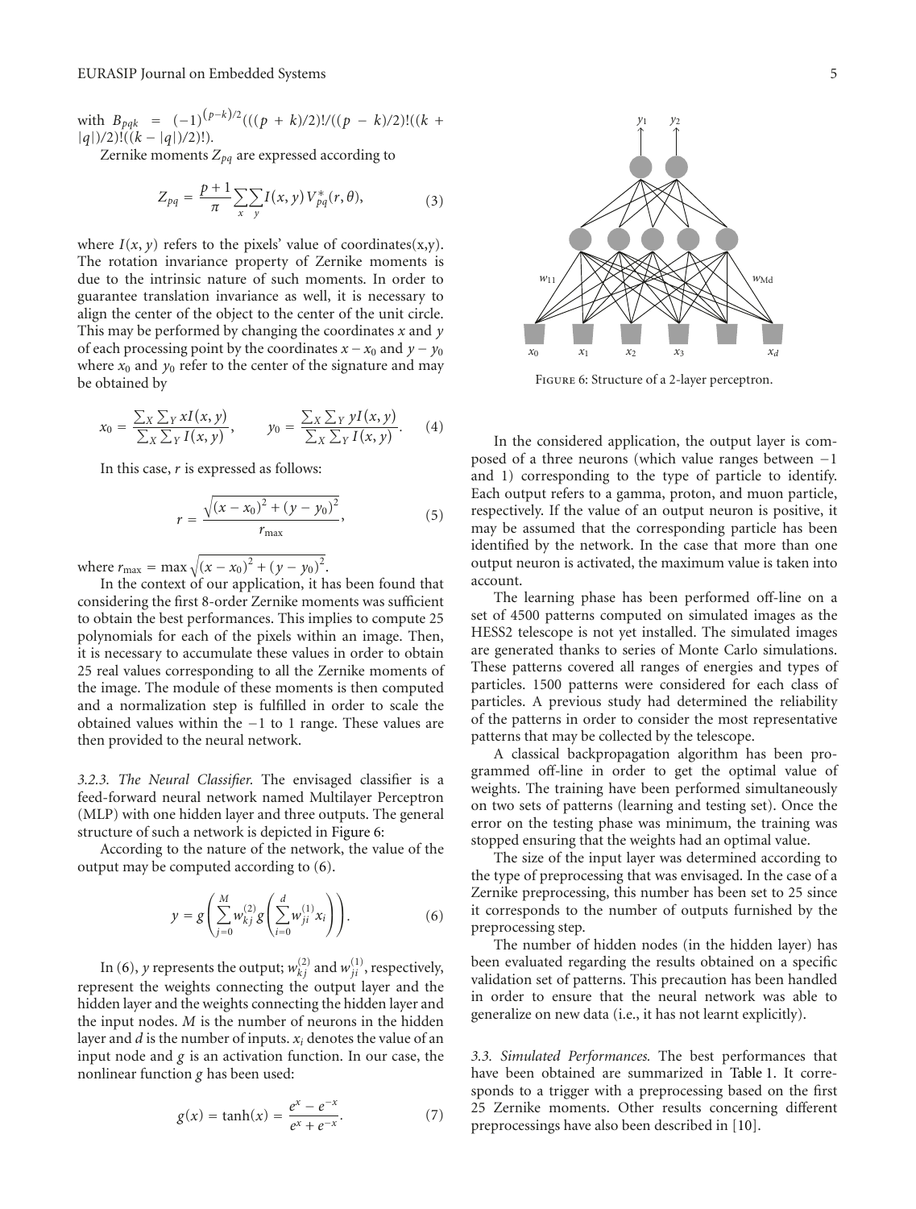with $B_{pqk} = (-1)^{(p-k)/2}(((p+k)/2)!/((p-k)/2)!((k+|q|)/2)!((k-|q|)/2)!)$.

Zernike moments $Z_{pq}$ are expressed according to

$$Z_{pq} = \frac{p+1}{\pi}\sum_{x}\sum_{y} I(x,y)\, V_{pq}^{*}(r,\theta), \tag{3}$$

where $I(x, y)$ refers to the pixels' value of coordinates(x,y). The rotation invariance property of Zernike moments is due to the intrinsic nature of such moments. In order to guarantee translation invariance as well, it is necessary to align the center of the object to the center of the unit circle. This may be performed by changing the coordinates $x$ and $y$ of each processing point by the coordinates $x - x_0$ and $y - y_0$ where $x_0$ and $y_0$ refer to the center of the signature and may be obtained by

$$x_0 = \frac{\sum_X \sum_Y xI(x,y)}{\sum_X \sum_Y I(x,y)}, \qquad y_0 = \frac{\sum_X \sum_Y yI(x,y)}{\sum_X \sum_Y I(x,y)}. \tag{4}$$

In this case, $r$ is expressed as follows:

$$r = \frac{\sqrt{(x-x_0)^2 + (y-y_0)^2}}{r_{\max}}, \tag{5}$$

where $r_{\max} = \max\sqrt{(x-x_0)^2 + (y-y_0)^2}$.

In the context of our application, it has been found that considering the first 8-order Zernike moments was sufficient to obtain the best performances. This implies to compute 25 polynomials for each of the pixels within an image. Then, it is necessary to accumulate these values in order to obtain 25 real values corresponding to all the Zernike moments of the image. The module of these moments is then computed and a normalization step is fulfilled in order to scale the obtained values within the −1 to 1 range. These values are then provided to the neural network.

*3.2.3. The Neural Classifier.* The envisaged classifier is a feed-forward neural network named Multilayer Perceptron (MLP) with one hidden layer and three outputs. The general structure of such a network is depicted in Figure 6:

According to the nature of the network, the value of the output may be computed according to (6).

$$y = g\left(\sum_{j=0}^{M} w_{kj}^{(2)}\, g\left(\sum_{i=0}^{d} w_{ji}^{(1)} x_i\right)\right). \tag{6}$$

In (6), $y$ represents the output; $w_{kj}^{(2)}$ and $w_{ji}^{(1)}$, respectively, represent the weights connecting the output layer and the hidden layer and the weights connecting the hidden layer and the input nodes. $M$ is the number of neurons in the hidden layer and $d$ is the number of inputs. $x_i$ denotes the value of an input node and $g$ is an activation function. In our case, the nonlinear function $g$ has been used:

$$g(x) = \tanh(x) = \frac{e^{x} - e^{-x}}{e^{x} + e^{-x}}. \tag{7}$$

Figure 6: Structure of a 2-layer perceptron.

In the considered application, the output layer is composed of a three neurons (which value ranges between −1 and 1) corresponding to the type of particle to identify. Each output refers to a gamma, proton, and muon particle, respectively. If the value of an output neuron is positive, it may be assumed that the corresponding particle has been identified by the network. In the case that more than one output neuron is activated, the maximum value is taken into account.

The learning phase has been performed off-line on a set of 4500 patterns computed on simulated images as the HESS2 telescope is not yet installed. The simulated images are generated thanks to series of Monte Carlo simulations. These patterns covered all ranges of energies and types of particles. 1500 patterns were considered for each class of particles. A previous study had determined the reliability of the patterns in order to consider the most representative patterns that may be collected by the telescope.

A classical backpropagation algorithm has been programmed off-line in order to get the optimal value of weights. The training have been performed simultaneously on two sets of patterns (learning and testing set). Once the error on the testing phase was minimum, the training was stopped ensuring that the weights had an optimal value.

The size of the input layer was determined according to the type of preprocessing that was envisaged. In the case of a Zernike preprocessing, this number has been set to 25 since it corresponds to the number of outputs furnished by the preprocessing step.

The number of hidden nodes (in the hidden layer) has been evaluated regarding the results obtained on a specific validation set of patterns. This precaution has been handled in order to ensure that the neural network was able to generalize on new data (i.e., it has not learnt explicitly).

*3.3. Simulated Performances.* The best performances that have been obtained are summarized in Table 1. It corresponds to a trigger with a preprocessing based on the first 25 Zernike moments. Other results concerning different preprocessings have also been described in [10].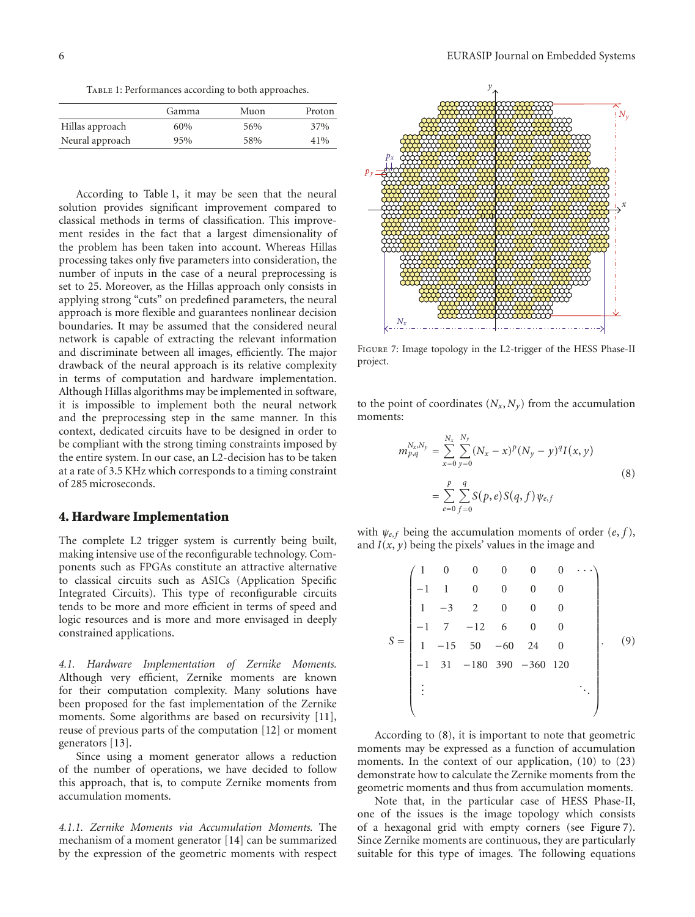Table 1: Performances according to both approaches.

| | Gamma | Muon | Proton |
|---|---|---|---|
| Hillas approach | 60% | 56% | 37% |
| Neural approach | 95% | 58% | 41% |

According to Table 1, it may be seen that the neural solution provides significant improvement compared to classical methods in terms of classification. This improvement resides in the fact that a largest dimensionality of the problem has been taken into account. Whereas Hillas processing takes only five parameters into consideration, the number of inputs in the case of a neural preprocessing is set to 25. Moreover, as the Hillas approach only consists in applying strong "cuts" on predefined parameters, the neural approach is more flexible and guarantees nonlinear decision boundaries. It may be assumed that the considered neural network is capable of extracting the relevant information and discriminate between all images, efficiently. The major drawback of the neural approach is its relative complexity in terms of computation and hardware implementation. Although Hillas algorithms may be implemented in software, it is impossible to implement both the neural network and the preprocessing step in the same manner. In this context, dedicated circuits have to be designed in order to be compliant with the strong timing constraints imposed by the entire system. In our case, an L2-decision has to be taken at a rate of 3.5 KHz which corresponds to a timing constraint of 285 microseconds.

## 4. Hardware Implementation

The complete L2 trigger system is currently being built, making intensive use of the reconfigurable technology. Components such as FPGAs constitute an attractive alternative to classical circuits such as ASICs (Application Specific Integrated Circuits). This type of reconfigurable circuits tends to be more and more efficient in terms of speed and logic resources and is more and more envisaged in deeply constrained applications.

*4.1. Hardware Implementation of Zernike Moments.* Although very efficient, Zernike moments are known for their computation complexity. Many solutions have been proposed for the fast implementation of the Zernike moments. Some algorithms are based on recursivity [11], reuse of previous parts of the computation [12] or moment generators [13].

Since using a moment generator allows a reduction of the number of operations, we have decided to follow this approach, that is, to compute Zernike moments from accumulation moments.

*4.1.1. Zernike Moments via Accumulation Moments.* The mechanism of a moment generator [14] can be summarized by the expression of the geometric moments with respect to the point of coordinates $(N_x, N_y)$ from the accumulation moments:

$$m_{p,q}^{N_x,N_y} = \sum_{x=0}^{N_x} \sum_{y=0}^{N_y} (N_x - x)^p (N_y - y)^q I(x,y) = \sum_{e=0}^{p} \sum_{f=0}^{q} S(p,e) S(q,f) \psi_{e,f} \tag{8}$$

with $\psi_{e,f}$ being the accumulation moments of order $(e, f)$, and $I(x, y)$ being the pixels' values in the image and

$$S = \begin{pmatrix} 1 & 0 & 0 & 0 & 0 & 0 & \cdots \\ -1 & 1 & 0 & 0 & 0 & 0 & \\ 1 & -3 & 2 & 0 & 0 & 0 & \\ -1 & 7 & -12 & 6 & 0 & 0 & \\ 1 & -15 & 50 & -60 & 24 & 0 & \\ -1 & 31 & -180 & 390 & -360 & 120 & \\ \vdots & & & & & & \ddots \end{pmatrix}. \tag{9}$$

According to (8), it is important to note that geometric moments may be expressed as a function of accumulation moments. In the context of our application, (10) to (23) demonstrate how to calculate the Zernike moments from the geometric moments and thus from accumulation moments.

Note that, in the particular case of HESS Phase-II, one of the issues is the image topology which consists of a hexagonal grid with empty corners (see Figure 7). Since Zernike moments are continuous, they are particularly suitable for this type of images. The following equations

Figure 7: Image topology in the L2-trigger of the HESS Phase-II project.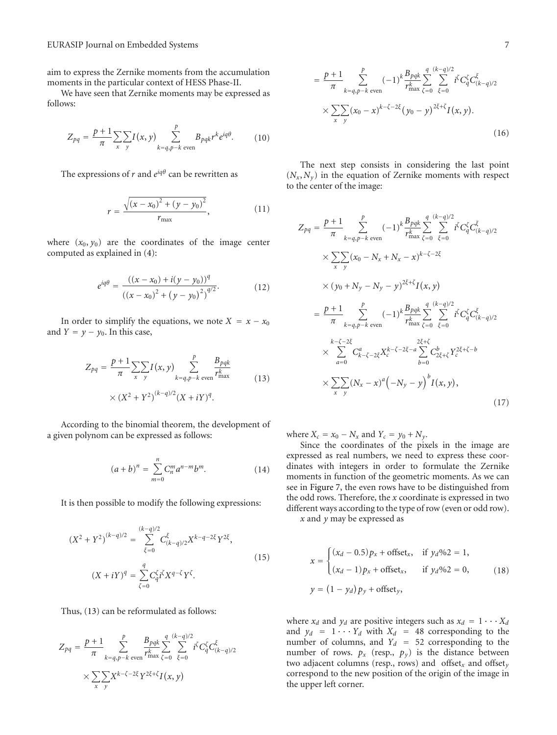aim to express the Zernike moments from the accumulation moments in the particular context of HESS Phase-II.

We have seen that Zernike moments may be expressed as follows:

$$Z_{pq} = \frac{p+1}{\pi}\sum_{x}\sum_{y} I(x,y) \sum_{k=q,p-k \text{ even}}^{p} B_{pqk} r^{k} e^{iq\theta}. \tag{10}$$

The expressions of $r$ and $e^{iq\theta}$ can be rewritten as

$$r = \frac{\sqrt{(x-x_0)^2 + (y-y_0)^2}}{r_{\max}}, \tag{11}$$

where $(x_0, y_0)$ are the coordinates of the image center computed as explained in (4):

$$e^{iq\theta} = \frac{((x-x_0) + i(y-y_0))^q}{((x-x_0)^2 + (y-y_0)^2)^{q/2}}. \tag{12}$$

In order to simplify the equations, we note $X = x - x_0$ and $Y = y - y_0$. In this case,

$$Z_{pq} = \frac{p+1}{\pi}\sum_{x}\sum_{y} I(x,y) \sum_{k=q,p-k \text{ even}}^{p} \frac{B_{pqk}}{r_{\max}^{k}} \times (X^2+Y^2)^{(k-q)/2}(X+iY)^q. \tag{13}$$

According to the binomial theorem, the development of a given polynom can be expressed as follows:

$$(a+b)^n = \sum_{m=0}^{n} C_n^m a^{n-m} b^m. \tag{14}$$

It is then possible to modify the following expressions:

$$\begin{aligned}(X^2+Y^2)^{(k-q)/2} &= \sum_{\xi=0}^{(k-q)/2} C_{(k-q)/2}^{\xi} X^{k-q-2\xi} Y^{2\xi}, \\ (X+iY)^q &= \sum_{\zeta=0}^{q} C_q^{\zeta} i^{\zeta} X^{q-\zeta} Y^{\zeta}.\end{aligned} \tag{15}$$

Thus, (13) can be reformulated as follows:

$$\begin{aligned}Z_{pq} &= \frac{p+1}{\pi} \sum_{k=q,p-k \text{ even}}^{p} \frac{B_{pqk}}{r_{\max}^{k}} \sum_{\zeta=0}^{q} \sum_{\xi=0}^{(k-q)/2} i^{\zeta} C_q^{\zeta} C_{(k-q)/2}^{\xi} \times \sum_{x}\sum_{y} X^{k-\zeta-2\xi} Y^{2\xi+\zeta} I(x,y) \\ &= \frac{p+1}{\pi} \sum_{k=q,p-k \text{ even}}^{p} (-1)^k \frac{B_{pqk}}{r_{\max}^{k}} \sum_{\zeta=0}^{q} \sum_{\xi=0}^{(k-q)/2} i^{\zeta} C_q^{\zeta} C_{(k-q)/2}^{\xi} \\ &\quad \times \sum_{x}\sum_{y} (x_0 - x)^{k-\zeta-2\xi} (y_0 - y)^{2\xi+\zeta} I(x,y).\end{aligned} \tag{16}$$

The next step consists in considering the last point $(N_x, N_y)$ in the equation of Zernike moments with respect to the center of the image:

$$\begin{aligned}Z_{pq} &= \frac{p+1}{\pi} \sum_{k=q,p-k \text{ even}}^{p} (-1)^k \frac{B_{pqk}}{r_{\max}^{k}} \sum_{\zeta=0}^{q} \sum_{\xi=0}^{(k-q)/2} i^{\zeta} C_q^{\zeta} C_{(k-q)/2}^{\xi} \\ &\quad \times \sum_{x}\sum_{y} (x_0 - N_x + N_x - x)^{k-\zeta-2\xi} \\ &\quad \times (y_0 + N_y - N_y - y)^{2\xi+\zeta} I(x,y) \\ &= \frac{p+1}{\pi} \sum_{k=q,p-k \text{ even}}^{p} (-1)^k \frac{B_{pqk}}{r_{\max}^{k}} \sum_{\zeta=0}^{q} \sum_{\xi=0}^{(k-q)/2} i^{\zeta} C_q^{\zeta} C_{(k-q)/2}^{\xi} \\ &\quad \times \sum_{a=0}^{k-\zeta-2\xi} C_{k-\zeta-2\xi}^{a} X_c^{k-\zeta-2\xi-a} \sum_{b=0}^{2\xi+\zeta} C_{2\xi+\zeta}^{b} Y_c^{2\xi+\zeta-b} \\ &\quad \times \sum_{x}\sum_{y} (N_x - x)^a \left(-N_y - y\right)^b I(x,y),\end{aligned} \tag{17}$$

where $X_c = x_0 - N_x$ and $Y_c = y_0 + N_y$.

Since the coordinates of the pixels in the image are expressed as real numbers, we need to express these coordinates with integers in order to formulate the Zernike moments in function of the geometric moments. As we can see in Figure 7, the even rows have to be distinguished from the odd rows. Therefore, the $x$ coordinate is expressed in two different ways according to the type of row (even or odd row).

$x$ and $y$ may be expressed as

$$\begin{aligned}x &= \begin{cases}(x_d - 0.5)p_x + \text{offset}_x, & \text{if } y_d\%2 = 1, \\ (x_d - 1)p_x + \text{offset}_x, & \text{if } y_d\%2 = 0,\end{cases} \\ y &= (1 - y_d)p_y + \text{offset}_y,\end{aligned} \tag{18}$$

where $x_d$ and $y_d$ are positive integers such as $x_d = 1 \cdots X_d$ and $y_d = 1 \cdots Y_d$ with $X_d = 48$ corresponding to the number of columns, and $Y_d = 52$ corresponding to the number of rows. $p_x$ (resp., $p_y$) is the distance between two adjacent columns (resp., rows) and $\text{offset}_x$ and $\text{offset}_y$ correspond to the new position of the origin of the image in the upper left corner.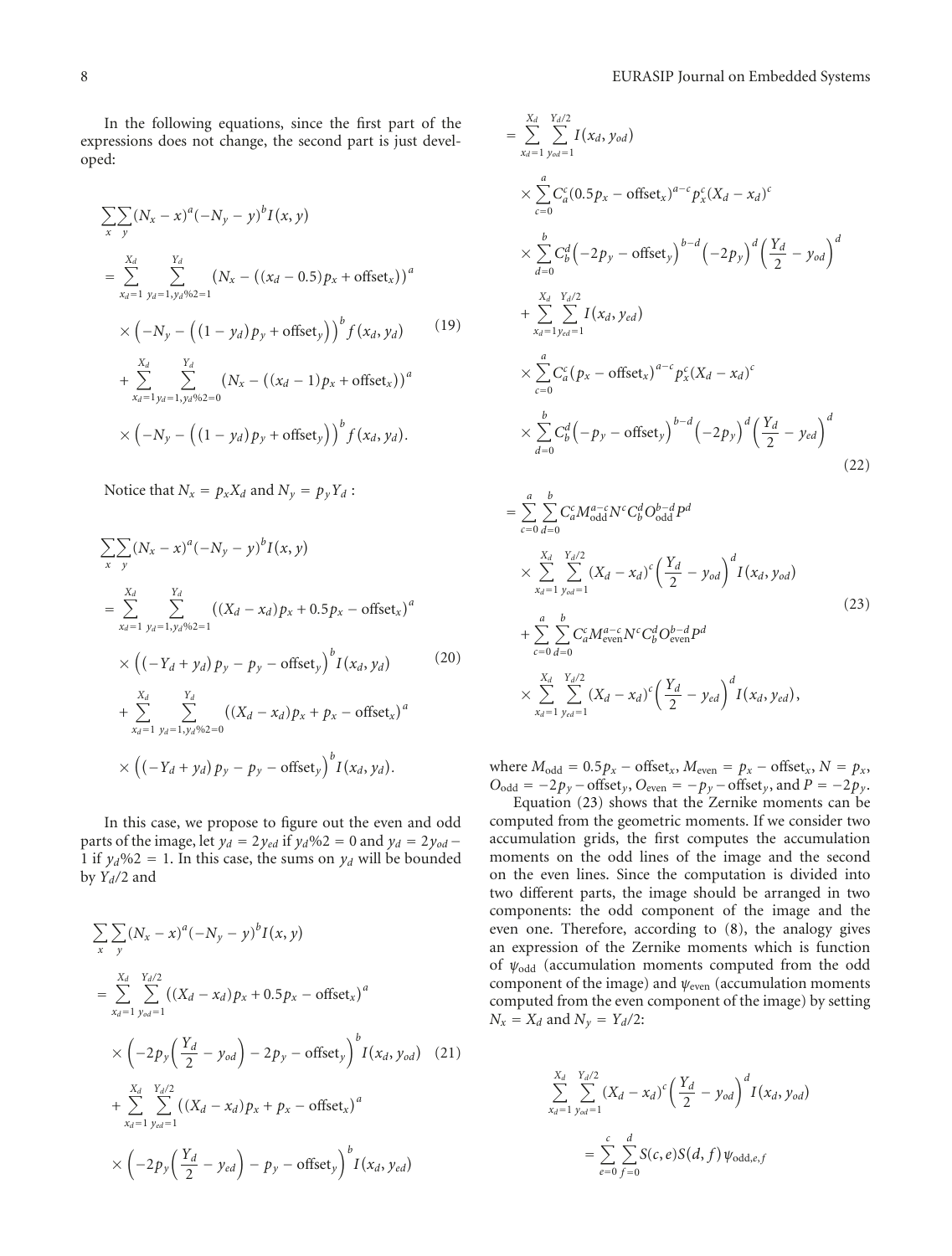In the following equations, since the first part of the expressions does not change, the second part is just developed:

$$
\begin{aligned}
&\sum_x \sum_y (N_x - x)^a (-N_y - y)^b I(x, y) \\
&= \sum_{x_d=1}^{X_d} \sum_{y_d=1, y_d\%2=1}^{Y_d} \left(N_x - \left((x_d - 0.5)p_x + \text{offset}_x\right)\right)^a \\
&\quad \times \left(-N_y - \left((1 - y_d)p_y + \text{offset}_y\right)\right)^b f(x_d, y_d) \\
&\quad + \sum_{x_d=1}^{X_d} \sum_{y_d=1, y_d\%2=0}^{Y_d} \left(N_x - \left((x_d - 1)p_x + \text{offset}_x\right)\right)^a \\
&\quad \times \left(-N_y - \left((1 - y_d)p_y + \text{offset}_y\right)\right)^b f(x_d, y_d).
\end{aligned} \tag{19}
$$

Notice that $N_x = p_x X_d$ and $N_y = p_y Y_d$ :

$$
\begin{aligned}
&\sum_x \sum_y (N_x - x)^a (-N_y - y)^b I(x, y) \\
&= \sum_{x_d=1}^{X_d} \sum_{y_d=1, y_d\%2=1}^{Y_d} \left((X_d - x_d)p_x + 0.5p_x - \text{offset}_x\right)^a \\
&\quad \times \left((-Y_d + y_d)p_y - p_y - \text{offset}_y\right)^b I(x_d, y_d) \\
&\quad + \sum_{x_d=1}^{X_d} \sum_{y_d=1, y_d\%2=0}^{Y_d} \left((X_d - x_d)p_x + p_x - \text{offset}_x\right)^a \\
&\quad \times \left((-Y_d + y_d)p_y - p_y - \text{offset}_y\right)^b I(x_d, y_d).
\end{aligned} \tag{20}
$$

In this case, we propose to figure out the even and odd parts of the image, let $y_d = 2y_{ed}$ if $y_d\%2 = 0$ and $y_d = 2y_{od} - 1$ if $y_d\%2 = 1$. In this case, the sums on $y_d$ will be bounded by $Y_d/2$ and

$$
\begin{aligned}
&\sum_x \sum_y (N_x - x)^a (-N_y - y)^b I(x, y) \\
&= \sum_{x_d=1}^{X_d} \sum_{y_{od}=1}^{Y_d/2} \left((X_d - x_d)p_x + 0.5p_x - \text{offset}_x\right)^a \\
&\quad \times \left(-2p_y\left(\frac{Y_d}{2} - y_{od}\right) - 2p_y - \text{offset}_y\right)^b I(x_d, y_{od}) \\
&\quad + \sum_{x_d=1}^{X_d} \sum_{y_{ed}=1}^{Y_d/2} \left((X_d - x_d)p_x + p_x - \text{offset}_x\right)^a \\
&\quad \times \left(-2p_y\left(\frac{Y_d}{2} - y_{ed}\right) - p_y - \text{offset}_y\right)^b I(x_d, y_{ed})
\end{aligned} \tag{21}
$$

$$
\begin{aligned}
&= \sum_{x_d=1}^{X_d} \sum_{y_{od}=1}^{Y_d/2} I(x_d, y_{od}) \\
&\quad \times \sum_{c=0}^{a} C_a^c (0.5p_x - \text{offset}_x)^{a-c} p_x^c (X_d - x_d)^c \\
&\quad \times \sum_{d=0}^{b} C_b^d \left(-2p_y - \text{offset}_y\right)^{b-d} \left(-2p_y\right)^d \left(\frac{Y_d}{2} - y_{od}\right)^d \\
&\quad + \sum_{x_d=1}^{X_d} \sum_{y_{ed}=1}^{Y_d/2} I(x_d, y_{ed}) \\
&\quad \times \sum_{c=0}^{a} C_a^c \left(p_x - \text{offset}_x\right)^{a-c} p_x^c (X_d - x_d)^c \\
&\quad \times \sum_{d=0}^{b} C_b^d \left(-p_y - \text{offset}_y\right)^{b-d} \left(-2p_y\right)^d \left(\frac{Y_d}{2} - y_{ed}\right)^d
\end{aligned} \tag{22}
$$

$$
\begin{aligned}
&= \sum_{c=0}^{a} \sum_{d=0}^{b} C_a^c M_{\text{odd}}^{a-c} N^c C_b^d O_{\text{odd}}^{b-d} P^d \\
&\quad \times \sum_{x_d=1}^{X_d} \sum_{y_{od}=1}^{Y_d/2} (X_d - x_d)^c \left(\frac{Y_d}{2} - y_{od}\right)^d I(x_d, y_{od}) \\
&\quad + \sum_{c=0}^{a} \sum_{d=0}^{b} C_a^c M_{\text{even}}^{a-c} N^c C_b^d O_{\text{even}}^{b-d} P^d \\
&\quad \times \sum_{x_d=1}^{X_d} \sum_{y_{ed}=1}^{Y_d/2} (X_d - x_d)^c \left(\frac{Y_d}{2} - y_{ed}\right)^d I(x_d, y_{ed}),
\end{aligned} \tag{23}
$$

where $M_{\text{odd}} = 0.5p_x - \text{offset}_x$, $M_{\text{even}} = p_x - \text{offset}_x$, $N = p_x$, $O_{\text{odd}} = -2p_y - \text{offset}_y$, $O_{\text{even}} = -p_y - \text{offset}_y$, and $P = -2p_y$.

Equation (23) shows that the Zernike moments can be computed from the geometric moments. If we consider two accumulation grids, the first computes the accumulation moments on the odd lines of the image and the second on the even lines. Since the computation is divided into two different parts, the image should be arranged in two components: the odd component of the image and the even one. Therefore, according to (8), the analogy gives an expression of the Zernike moments which is function of $\psi_{\text{odd}}$ (accumulation moments computed from the odd component of the image) and $\psi_{\text{even}}$ (accumulation moments computed from the even component of the image) by setting $N_x = X_d$ and $N_y = Y_d/2$:

$$
\begin{aligned}
&\sum_{x_d=1}^{X_d} \sum_{y_{od}=1}^{Y_d/2} (X_d - x_d)^c \left(\frac{Y_d}{2} - y_{od}\right)^d I(x_d, y_{od}) \\
&\quad = \sum_{e=0}^{c} \sum_{f=0}^{d} S(c, e) S(d, f) \psi_{\text{odd}, e, f}
\end{aligned}
$$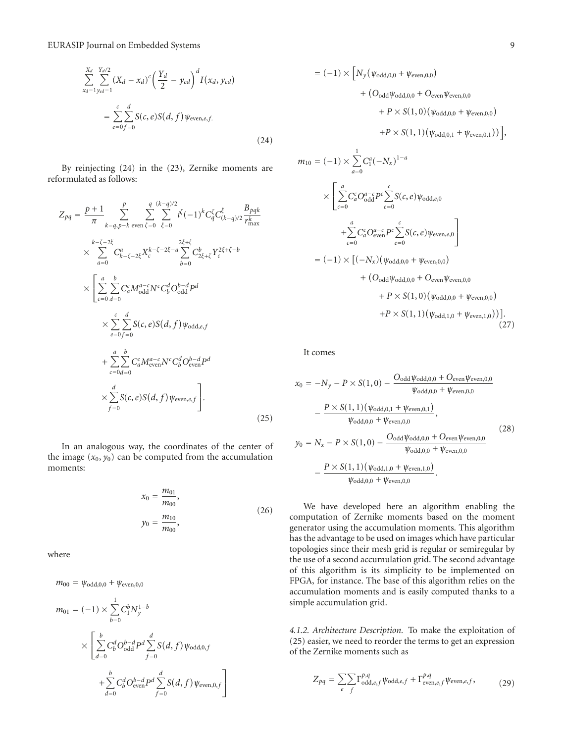$$\sum_{x_d=1}^{X_d}\sum_{y_{ed}=1}^{Y_d/2}(X_d - x_d)^c\left(\frac{Y_d}{2} - y_{ed}\right)^d I(x_d, y_{ed}) = \sum_{e=0}^{c}\sum_{f=0}^{d} S(c,e)S(d,f)\psi_{\text{even},e,f.} \tag{24}$$

By reinjecting (24) in the (23), Zernike moments are reformulated as follows:

$$\begin{aligned}
Z_{pq} = {} & \frac{p+1}{\pi}\sum_{k=q,p-k\text{ even}}^{p}\sum_{\zeta=0}^{q}\sum_{\xi=0}^{(k-q)/2} i^{\zeta}(-1)^k C_q^{\zeta} C_{(k-q)/2}^{\xi}\frac{B_{pqk}}{r_{\max}^k} \\
& \times \sum_{a=0}^{k-\zeta-2\xi} C_{k-\zeta-2\xi}^{a} X_c^{k-\zeta-2\xi-a}\sum_{b=0}^{2\xi+\zeta} C_{2\xi+\zeta}^{b} Y_c^{2\xi+\zeta-b} \\
& \times \left[\sum_{c=0}^{a}\sum_{d=0}^{b} C_a^c M_{\text{odd}}^{a-c} N^c C_b^d O_{\text{odd}}^{b-d} P^d \right. \\
& \quad \times \sum_{e=0}^{c}\sum_{f=0}^{d} S(c,e)S(d,f)\psi_{\text{odd},e,f} \\
& \quad + \sum_{c=0}^{a}\sum_{d=0}^{b} C_a^c M_{\text{even}}^{a-c} N^c C_b^d O_{\text{even}}^{b-d} P^d \\
& \quad \left. \times \sum_{f=0}^{d} S(c,e)S(d,f)\psi_{\text{even},e,f}\right].
\end{aligned} \tag{25}$$

In an analogous way, the coordinates of the center of the image $(x_0, y_0)$ can be computed from the accumulation moments:

$$x_0 = \frac{m_{01}}{m_{00}}, \qquad y_0 = \frac{m_{10}}{m_{00}}, \tag{26}$$

where

$$\begin{aligned}
m_{00} = {} & \psi_{\text{odd},0,0} + \psi_{\text{even},0,0} \\
m_{01} = {} & (-1)\times\sum_{b=0}^{1} C_1^b N_y^{1-b} \\
& \times \left[\sum_{d=0}^{b} C_b^d O_{\text{odd}}^{b-d} P^d \sum_{f=0}^{d} S(d,f)\psi_{\text{odd},0,f} \right. \\
& \quad \left. + \sum_{d=0}^{b} C_b^d O_{\text{even}}^{b-d} P^d \sum_{f=0}^{d} S(d,f)\psi_{\text{even},0,f}\right] \\
= {} & (-1)\times\Big[N_y(\psi_{\text{odd},0,0} + \psi_{\text{even},0,0}) \\
& + (O_{\text{odd}}\psi_{\text{odd},0,0} + O_{\text{even}}\psi_{\text{even},0,0} \\
& + P\times S(1,0)(\psi_{\text{odd},0,0} + \psi_{\text{even},0,0}) \\
& + P\times S(1,1)(\psi_{\text{odd},0,1} + \psi_{\text{even},0,1}))\Big], \\
m_{10} = {} & (-1)\times\sum_{a=0}^{1} C_1^a (-N_x)^{1-a} \\
& \times \left[\sum_{c=0}^{a} C_a^c O_{\text{odd}}^{a-c} P^c \sum_{e=0}^{c} S(c,e)\psi_{\text{odd},e,0} \right. \\
& \quad \left. + \sum_{c=0}^{a} C_a^c O_{\text{even}}^{a-c} P^c \sum_{e=0}^{c} S(c,e)\psi_{\text{even},e,0}\right] \\
= {} & (-1)\times[(-N_x)(\psi_{\text{odd},0,0} + \psi_{\text{even},0,0}) \\
& + (O_{\text{odd}}\psi_{\text{odd},0,0} + O_{\text{even}}\psi_{\text{even},0,0} \\
& + P\times S(1,0)(\psi_{\text{odd},0,0} + \psi_{\text{even},0,0}) \\
& + P\times S(1,1)(\psi_{\text{odd},1,0} + \psi_{\text{even},1,0}))].
\end{aligned} \tag{27}$$

It comes

$$\begin{aligned}
x_0 &= -N_y - P\times S(1,0) - \frac{O_{\text{odd}}\psi_{\text{odd},0,0} + O_{\text{even}}\psi_{\text{even},0,0}}{\psi_{\text{odd},0,0} + \psi_{\text{even},0,0}} - \frac{P\times S(1,1)(\psi_{\text{odd},0,1} + \psi_{\text{even},0,1})}{\psi_{\text{odd},0,0} + \psi_{\text{even},0,0}}, \\
y_0 &= N_x - P\times S(1,0) - \frac{O_{\text{odd}}\psi_{\text{odd},0,0} + O_{\text{even}}\psi_{\text{even},0,0}}{\psi_{\text{odd},0,0} + \psi_{\text{even},0,0}} - \frac{P\times S(1,1)(\psi_{\text{odd},1,0} + \psi_{\text{even},1,0})}{\psi_{\text{odd},0,0} + \psi_{\text{even},0,0}}.
\end{aligned} \tag{28}$$

We have developed here an algorithm enabling the computation of Zernike moments based on the moment generator using the accumulation moments. This algorithm has the advantage to be used on images which have particular topologies since their mesh grid is regular or semiregular by the use of a second accumulation grid. The second advantage of this algorithm is its simplicity to be implemented on FPGA, for instance. The base of this algorithm relies on the accumulation moments and is easily computed thanks to a simple accumulation grid.

*4.1.2. Architecture Description.* To make the exploitation of (25) easier, we need to reorder the terms to get an expression of the Zernike moments such as

$$Z_{pq} = \sum_{e}\sum_{f}\Gamma_{\text{odd},e,f}^{p,q}\psi_{\text{odd},e,f} + \Gamma_{\text{even},e,f}^{p,q}\psi_{\text{even},e,f}, \tag{29}$$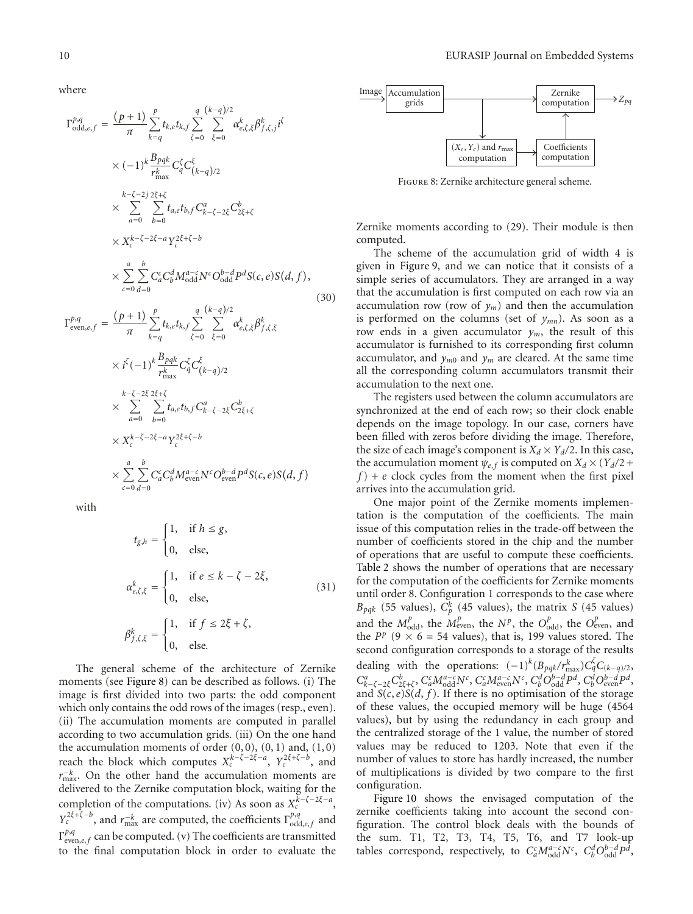where

$$
\begin{aligned}
\Gamma^{p,q}_{\text{odd},e,f} = {} & \frac{(p+1)}{\pi} \sum_{k=q}^{p} t_{k,e} t_{k,f} \sum_{\zeta=0}^{q} \sum_{\xi=0}^{(k-q)/2} \alpha^{k}_{e,\zeta,\xi} \beta^{k}_{f,\zeta,j} i^{\zeta} \\
& \times (-1)^{k} \frac{B_{pqk}}{r^{k}_{\max}} C^{\zeta}_{q} C^{\xi}_{(k-q)/2} \\
& \times \sum_{a=0}^{k-\zeta-2j} \sum_{b=0}^{2\xi+\zeta} t_{a,e} t_{b,f} C^{a}_{k-\zeta-2\xi} C^{b}_{2\xi+\zeta} \\
& \times X_c^{k-\zeta-2\xi-a} Y_c^{2\xi+\zeta-b} \\
& \times \sum_{c=0}^{a} \sum_{d=0}^{b} C^{c}_{a} C^{d}_{b} M^{a-c}_{\text{odd}} N^{c} O^{b-d}_{\text{odd}} P^{d} S(c,e) S(d,f),
\end{aligned}
$$

$$
\begin{aligned}
\Gamma^{p,q}_{\text{even},e,f} = {} & \frac{(p+1)}{\pi} \sum_{k=q}^{p} t_{k,e} t_{k,f} \sum_{\zeta=0}^{q} \sum_{\xi=0}^{(k-q)/2} \alpha^{k}_{e,\zeta,\xi} \beta^{k}_{f,\zeta,\xi} \\
& \times i^{\zeta} (-1)^{k} \frac{B_{pqk}}{r^{k}_{\max}} C^{\zeta}_{q} C^{\xi}_{(k-q)/2} \\
& \times \sum_{a=0}^{k-\zeta-2\xi} \sum_{b=0}^{2\xi+\zeta} t_{a,e} t_{b,f} C^{a}_{k-\zeta-2\xi} C^{b}_{2\xi+\zeta} \\
& \times X_c^{k-\zeta-2\xi-a} Y_c^{2\xi+\zeta-b} \\
& \times \sum_{c=0}^{a} \sum_{d=0}^{b} C^{c}_{a} C^{d}_{b} M^{a-c}_{\text{even}} N^{c} O^{b-d}_{\text{even}} P^{d} S(c,e) S(d,f)
\end{aligned}
\tag{30}
$$

with

$$
\begin{aligned}
t_{g,h} &= \begin{cases} 1, & \text{if } h \leq g, \\ 0, & \text{else,} \end{cases} \\
\alpha^{k}_{e,\zeta,\xi} &= \begin{cases} 1, & \text{if } e \leq k-\zeta-2\xi, \\ 0, & \text{else,} \end{cases} \\
\beta^{k}_{f,\zeta,\xi} &= \begin{cases} 1, & \text{if } f \leq 2\xi+\zeta, \\ 0, & \text{else.} \end{cases}
\end{aligned}
\tag{31}
$$

The general scheme of the architecture of Zernike moments (see Figure 8) can be described as follows. (i) The image is first divided into two parts: the odd component which only contains the odd rows of the images (resp., even). (ii) The accumulation moments are computed in parallel according to two accumulation grids. (iii) On the one hand the accumulation moments of order $(0,0)$, $(0,1)$ and, $(1,0)$ reach the block which computes $X_c^{k-\zeta-2\xi-a}$, $Y_c^{2\xi+\zeta-b}$, and $r^{-k}_{\max}$. On the other hand the accumulation moments are delivered to the Zernike computation block, waiting for the completion of the computations. (iv) As soon as $X_c^{k-\zeta-2\xi-a}$, $Y_c^{2\xi+\zeta-b}$, and $r^{-k}_{\max}$ are computed, the coefficients $\Gamma^{p,q}_{\text{odd},e,f}$ and $\Gamma^{p,q}_{\text{even},e,f}$ can be computed. (v) The coefficients are transmitted to the final computation block in order to evaluate the Zernike moments according to (29). Their module is then computed.

Figure 8: Zernike architecture general scheme.

The scheme of the accumulation grid of width 4 is given in Figure 9, and we can notice that it consists of a simple series of accumulators. They are arranged in a way that the accumulation is first computed on each row via an accumulation row (row of $y_m$) and then the accumulation is performed on the columns (set of $y_{mn}$). As soon as a row ends in a given accumulator $y_m$, the result of this accumulator is furnished to its corresponding first column accumulator, and $y_{m0}$ and $y_m$ are cleared. At the same time all the corresponding column accumulators transmit their accumulation to the next one.

The registers used between the column accumulators are synchronized at the end of each row; so their clock enable depends on the image topology. In our case, corners have been filled with zeros before dividing the image. Therefore, the size of each image's component is $X_d \times Y_d/2$. In this case, the accumulation moment $\psi_{e,f}$ is computed on $X_d \times (Y_d/2 + f) + e$ clock cycles from the moment when the first pixel arrives into the accumulation grid.

One major point of the Zernike moments implementation is the computation of the coefficients. The main issue of this computation relies in the trade-off between the number of coefficients stored in the chip and the number of operations that are useful to compute these coefficients. Table 2 shows the number of operations that are necessary for the computation of the coefficients for Zernike moments until order 8. Configuration 1 corresponds to the case where $B_{pqk}$ (55 values), $C^{k}_{p}$ (45 values), the matrix $S$ (45 values) and the $M^{p}_{\text{odd}}$, the $M^{p}_{\text{even}}$, the $N^{p}$, the $O^{p}_{\text{odd}}$, the $O^{p}_{\text{even}}$, and the $P^{p}$ ($9 \times 6 = 54$ values), that is, 199 values stored. The second configuration corresponds to a storage of the results dealing with the operations: $(-1)^{k}(B_{pqk}/r^{k}_{\max})C^{\zeta}_{q}C_{(k-q)/2}$, $C^{a}_{k-\zeta-2\xi}C^{b}_{2\xi+\zeta}$, $C^{c}_{a}M^{a-c}_{\text{odd}}N^{c}$, $C^{c}_{a}M^{a-c}_{\text{even}}N^{c}$, $C^{d}_{b}O^{b-d}_{\text{odd}}P^{d}$, $C^{d}_{b}O^{b-d}_{\text{even}}P^{d}$, and $S(c,e)S(d,f)$. If there is no optimisation of the storage of these values, the occupied memory will be huge (4564 values), but by using the redundancy in each group and the centralized storage of the 1 value, the number of stored values may be reduced to 1203. Note that even if the number of values to store has hardly increased, the number of multiplications is divided by two compare to the first configuration.

Figure 10 shows the envisaged computation of the zernike coefficients taking into account the second configuration. The control block deals with the bounds of the sum. T1, T2, T3, T4, T5, T6, and T7 look-up tables correspond, respectively, to $C^{c}_{a}M^{a-c}_{\text{odd}}N^{c}$, $C^{d}_{b}O^{b-d}_{\text{odd}}P^{d}$,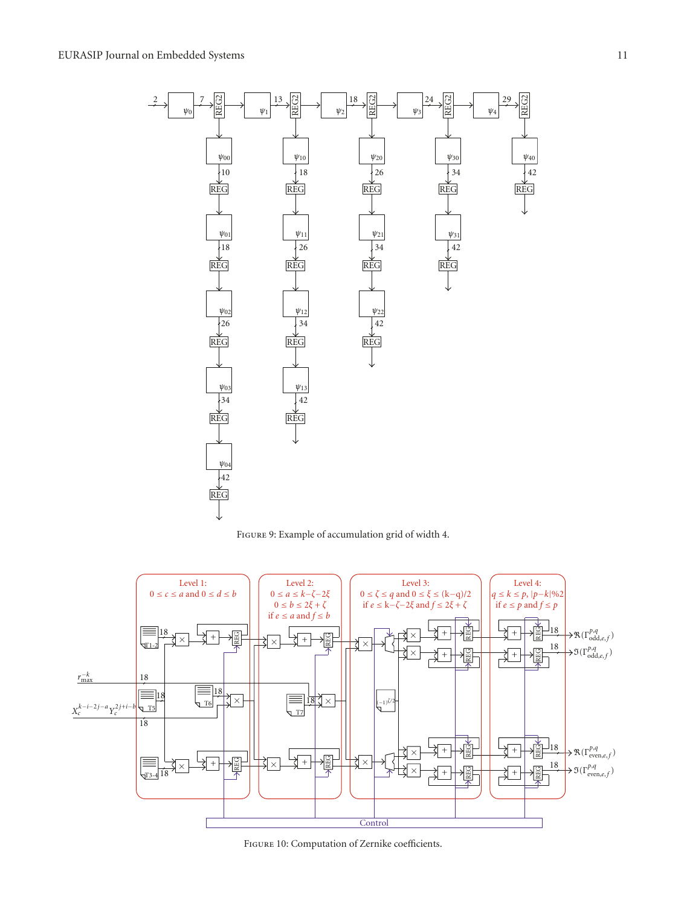Figure 9: Example of accumulation grid of width 4.

Figure 10: Computation of Zernike coefficients.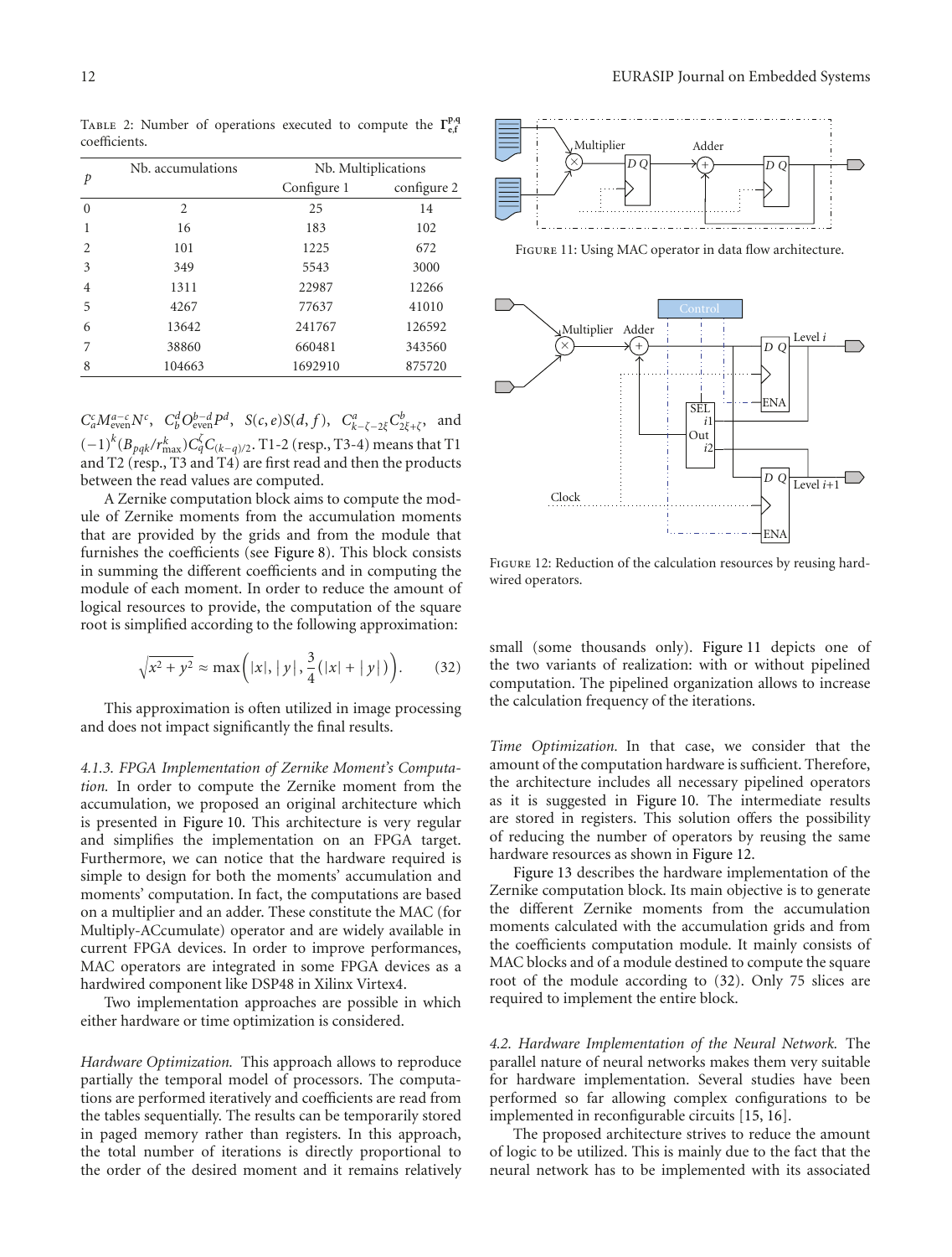Table 2: Number of operations executed to compute the $\Gamma_{e,f}^{p,q}$ coefficients.

| $p$ | Nb. accumulations | Nb. Multiplications | |
|---|---|---|---|
| | | Configure 1 | configure 2 |
| 0 | 2 | 25 | 14 |
| 1 | 16 | 183 | 102 |
| 2 | 101 | 1225 | 672 |
| 3 | 349 | 5543 | 3000 |
| 4 | 1311 | 22987 | 12266 |
| 5 | 4267 | 77637 | 41010 |
| 6 | 13642 | 241767 | 126592 |
| 7 | 38860 | 660481 | 343560 |
| 8 | 104663 | 1692910 | 875720 |

$C_a^c M_{\text{even}}^{a-c} N^c$, $C_b^d O_{\text{even}}^{b-d} P^d$, $S(c,e)S(d,f)$, $C_{k-\zeta-2\xi}^a C_{2\xi+\zeta}^b$, and $(-1)^k (B_{pqk}/r_{\max}^k) C_q^\zeta C_{(k-q)/2}$. T1-2 (resp., T3-4) means that T1 and T2 (resp., T3 and T4) are first read and then the products between the read values are computed.

A Zernike computation block aims to compute the module of Zernike moments from the accumulation moments that are provided by the grids and from the module that furnishes the coefficients (see Figure 8). This block consists in summing the different coefficients and in computing the module of each moment. In order to reduce the amount of logical resources to provide, the computation of the square root is simplified according to the following approximation:

$$\sqrt{x^2 + y^2} \approx \max\left(|x|, |y|, \frac{3}{4}(|x| + |y|)\right). \tag{32}$$

This approximation is often utilized in image processing and does not impact significantly the final results.

*4.1.3. FPGA Implementation of Zernike Moment's Computation.* In order to compute the Zernike moment from the accumulation, we proposed an original architecture which is presented in Figure 10. This architecture is very regular and simplifies the implementation on an FPGA target. Furthermore, we can notice that the hardware required is simple to design for both the moments' accumulation and moments' computation. In fact, the computations are based on a multiplier and an adder. These constitute the MAC (for Multiply-ACcumulate) operator and are widely available in current FPGA devices. In order to improve performances, MAC operators are integrated in some FPGA devices as a hardwired component like DSP48 in Xilinx Virtex4.

Two implementation approaches are possible in which either hardware or time optimization is considered.

*Hardware Optimization.* This approach allows to reproduce partially the temporal model of processors. The computations are performed iteratively and coefficients are read from the tables sequentially. The results can be temporarily stored in paged memory rather than registers. In this approach, the total number of iterations is directly proportional to the order of the desired moment and it remains relatively small (some thousands only). Figure 11 depicts one of the two variants of realization: with or without pipelined computation. The pipelined organization allows to increase the calculation frequency of the iterations.

Figure 11: Using MAC operator in data flow architecture.

Figure 12: Reduction of the calculation resources by reusing hardwired operators.

*Time Optimization.* In that case, we consider that the amount of the computation hardware is sufficient. Therefore, the architecture includes all necessary pipelined operators as it is suggested in Figure 10. The intermediate results are stored in registers. This solution offers the possibility of reducing the number of operators by reusing the same hardware resources as shown in Figure 12.

Figure 13 describes the hardware implementation of the Zernike computation block. Its main objective is to generate the different Zernike moments from the accumulation moments calculated with the accumulation grids and from the coefficients computation module. It mainly consists of MAC blocks and of a module destined to compute the square root of the module according to (32). Only 75 slices are required to implement the entire block.

*4.2. Hardware Implementation of the Neural Network.* The parallel nature of neural networks makes them very suitable for hardware implementation. Several studies have been performed so far allowing complex configurations to be implemented in reconfigurable circuits [15, 16].

The proposed architecture strives to reduce the amount of logic to be utilized. This is mainly due to the fact that the neural network has to be implemented with its associated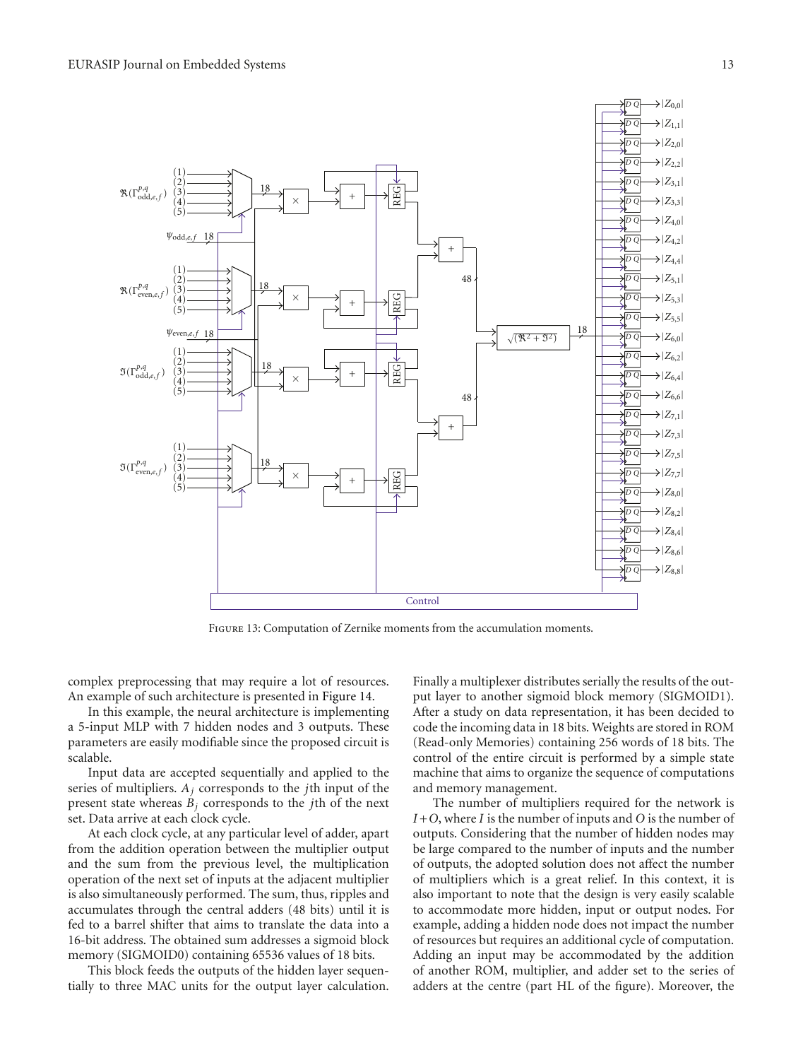Figure 13: Computation of Zernike moments from the accumulation moments.

complex preprocessing that may require a lot of resources. An example of such architecture is presented in Figure 14.

In this example, the neural architecture is implementing a 5-input MLP with 7 hidden nodes and 3 outputs. These parameters are easily modifiable since the proposed circuit is scalable.

Input data are accepted sequentially and applied to the series of multipliers. $A_j$ corresponds to the $j$th input of the present state whereas $B_j$ corresponds to the $j$th of the next set. Data arrive at each clock cycle.

At each clock cycle, at any particular level of adder, apart from the addition operation between the multiplier output and the sum from the previous level, the multiplication operation of the next set of inputs at the adjacent multiplier is also simultaneously performed. The sum, thus, ripples and accumulates through the central adders (48 bits) until it is fed to a barrel shifter that aims to translate the data into a 16-bit address. The obtained sum addresses a sigmoid block memory (SIGMOID0) containing 65536 values of 18 bits.

This block feeds the outputs of the hidden layer sequentially to three MAC units for the output layer calculation. Finally a multiplexer distributes serially the results of the output layer to another sigmoid block memory (SIGMOID1). After a study on data representation, it has been decided to code the incoming data in 18 bits. Weights are stored in ROM (Read-only Memories) containing 256 words of 18 bits. The control of the entire circuit is performed by a simple state machine that aims to organize the sequence of computations and memory management.

The number of multipliers required for the network is $I+O$, where $I$ is the number of inputs and $O$ is the number of outputs. Considering that the number of hidden nodes may be large compared to the number of inputs and the number of outputs, the adopted solution does not affect the number of multipliers which is a great relief. In this context, it is also important to note that the design is very easily scalable to accommodate more hidden, input or output nodes. For example, adding a hidden node does not impact the number of resources but requires an additional cycle of computation. Adding an input may be accommodated by the addition of another ROM, multiplier, and adder set to the series of adders at the centre (part HL of the figure). Moreover, the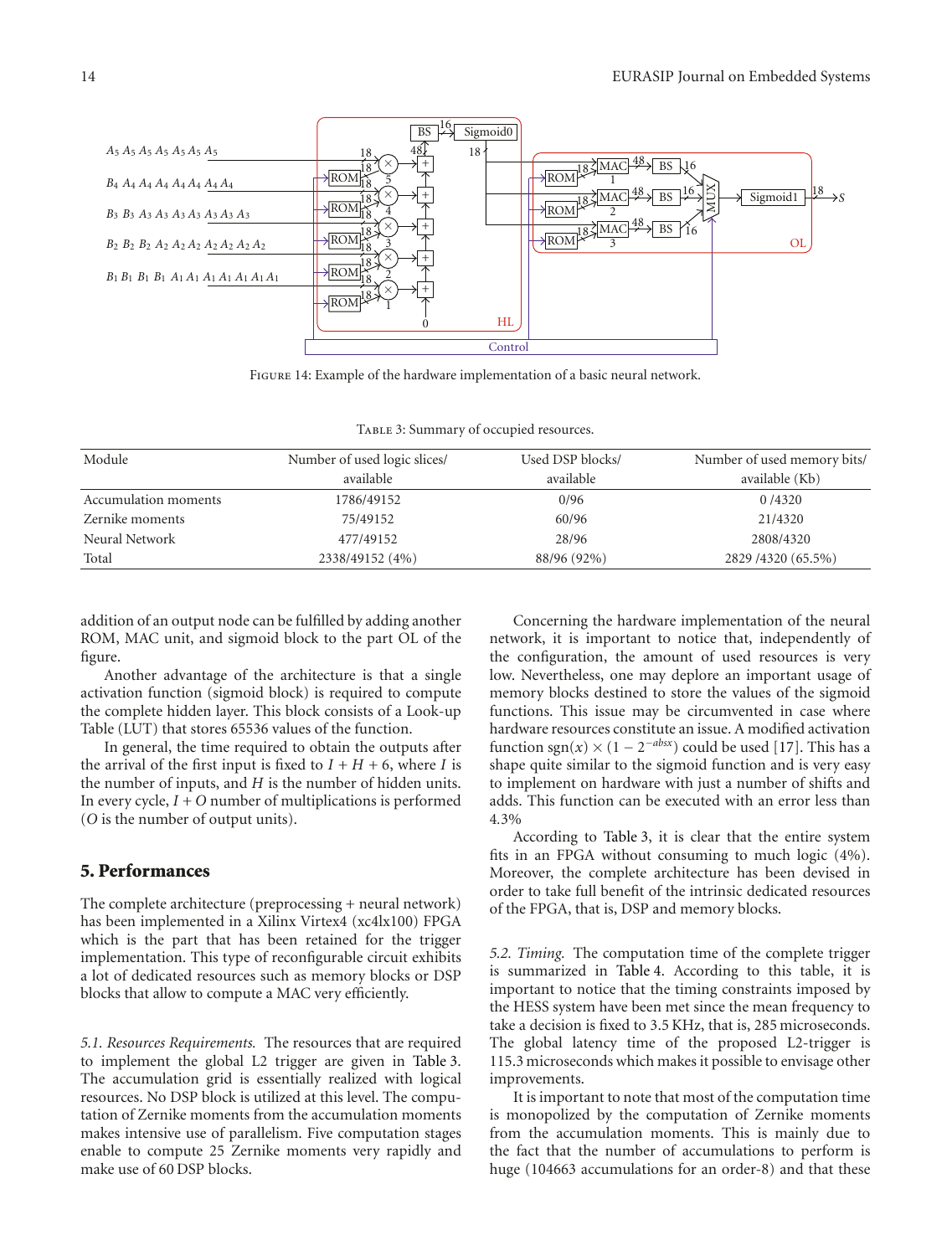Figure 14: Example of the hardware implementation of a basic neural network.

Table 3: Summary of occupied resources.

| Module | Number of used logic slices/ available | Used DSP blocks/ available | Number of used memory bits/ available (Kb) |
|---|---|---|---|
| Accumulation moments | 1786/49152 | 0/96 | 0 /4320 |
| Zernike moments | 75/49152 | 60/96 | 21/4320 |
| Neural Network | 477/49152 | 28/96 | 2808/4320 |
| Total | 2338/49152 (4%) | 88/96 (92%) | 2829 /4320 (65.5%) |

addition of an output node can be fulfilled by adding another ROM, MAC unit, and sigmoid block to the part OL of the figure.

Another advantage of the architecture is that a single activation function (sigmoid block) is required to compute the complete hidden layer. This block consists of a Look-up Table (LUT) that stores 65536 values of the function.

In general, the time required to obtain the outputs after the arrival of the first input is fixed to $I + H + 6$, where $I$ is the number of inputs, and $H$ is the number of hidden units. In every cycle, $I + O$ number of multiplications is performed ($O$ is the number of output units).

## 5. Performances

The complete architecture (preprocessing + neural network) has been implemented in a Xilinx Virtex4 (xc4lx100) FPGA which is the part that has been retained for the trigger implementation. This type of reconfigurable circuit exhibits a lot of dedicated resources such as memory blocks or DSP blocks that allow to compute a MAC very efficiently.

*5.1. Resources Requirements.* The resources that are required to implement the global L2 trigger are given in Table 3. The accumulation grid is essentially realized with logical resources. No DSP block is utilized at this level. The computation of Zernike moments from the accumulation moments makes intensive use of parallelism. Five computation stages enable to compute 25 Zernike moments very rapidly and make use of 60 DSP blocks.

Concerning the hardware implementation of the neural network, it is important to notice that, independently of the configuration, the amount of used resources is very low. Nevertheless, one may deplore an important usage of memory blocks destined to store the values of the sigmoid functions. This issue may be circumvented in case where hardware resources constitute an issue. A modified activation function $\text{sgn}(x) \times (1 - 2^{-abs x})$ could be used [17]. This has a shape quite similar to the sigmoid function and is very easy to implement on hardware with just a number of shifts and adds. This function can be executed with an error less than 4.3%

According to Table 3, it is clear that the entire system fits in an FPGA without consuming to much logic (4%). Moreover, the complete architecture has been devised in order to take full benefit of the intrinsic dedicated resources of the FPGA, that is, DSP and memory blocks.

*5.2. Timing.* The computation time of the complete trigger is summarized in Table 4. According to this table, it is important to notice that the timing constraints imposed by the HESS system have been met since the mean frequency to take a decision is fixed to 3.5 KHz, that is, 285 microseconds. The global latency time of the proposed L2-trigger is 115.3 microseconds which makes it possible to envisage other improvements.

It is important to note that most of the computation time is monopolized by the computation of Zernike moments from the accumulation moments. This is mainly due to the fact that the number of accumulations to perform is huge (104663 accumulations for an order-8) and that these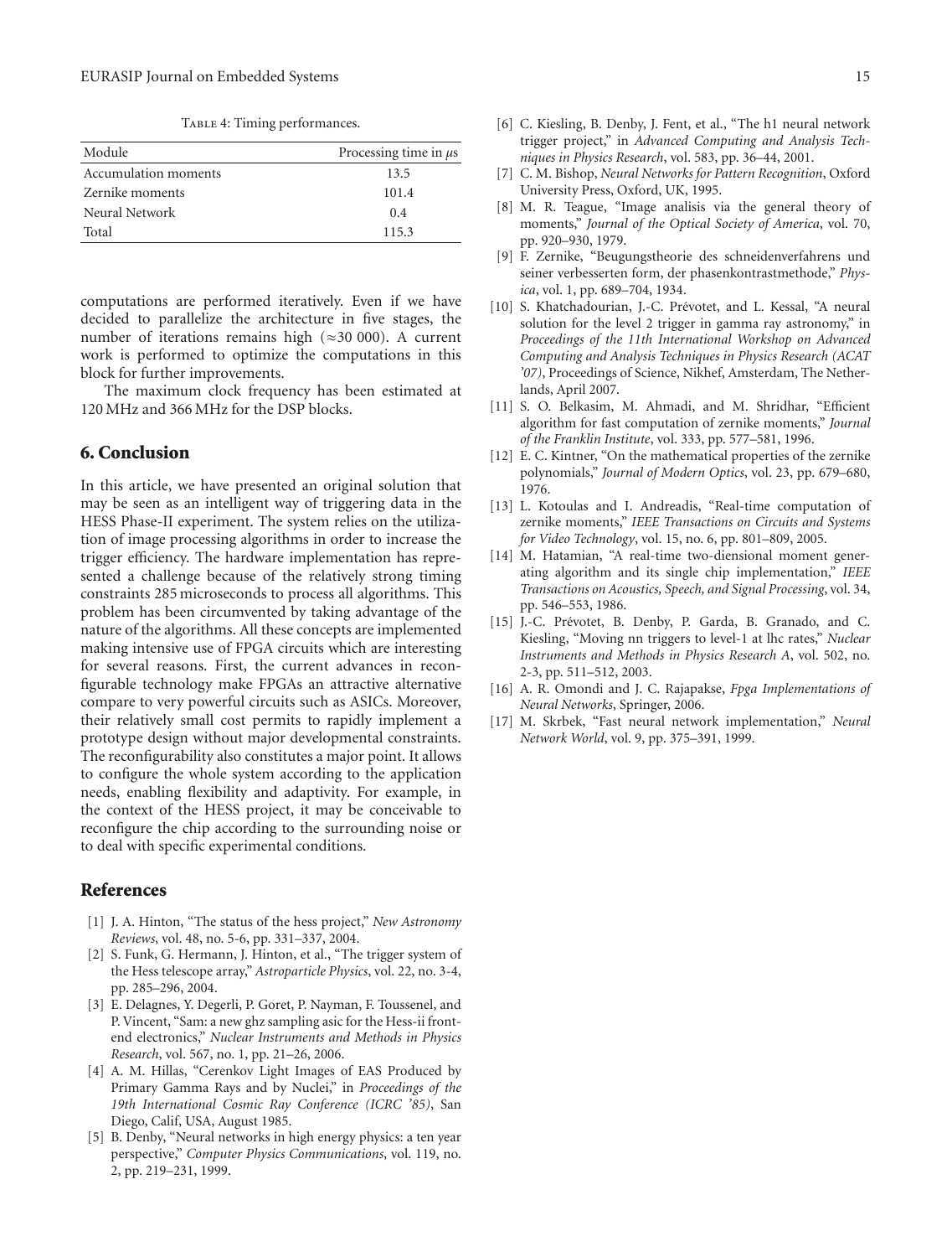Table 4: Timing performances.

| Module | Processing time in $\mu s$ |
| --- | --- |
| Accumulation moments | 13.5 |
| Zernike moments | 101.4 |
| Neural Network | 0.4 |
| Total | 115.3 |

computations are performed iteratively. Even if we have decided to parallelize the architecture in five stages, the number of iterations remains high ($\approx$30 000). A current work is performed to optimize the computations in this block for further improvements.

The maximum clock frequency has been estimated at 120 MHz and 366 MHz for the DSP blocks.

## 6. Conclusion

In this article, we have presented an original solution that may be seen as an intelligent way of triggering data in the HESS Phase-II experiment. The system relies on the utilization of image processing algorithms in order to increase the trigger efficiency. The hardware implementation has represented a challenge because of the relatively strong timing constraints 285 microseconds to process all algorithms. This problem has been circumvented by taking advantage of the nature of the algorithms. All these concepts are implemented making intensive use of FPGA circuits which are interesting for several reasons. First, the current advances in reconfigurable technology make FPGAs an attractive alternative compare to very powerful circuits such as ASICs. Moreover, their relatively small cost permits to rapidly implement a prototype design without major developmental constraints. The reconfigurability also constitutes a major point. It allows to configure the whole system according to the application needs, enabling flexibility and adaptivity. For example, in the context of the HESS project, it may be conceivable to reconfigure the chip according to the surrounding noise or to deal with specific experimental conditions.

## References

[1] J. A. Hinton, "The status of the hess project," *New Astronomy Reviews*, vol. 48, no. 5-6, pp. 331–337, 2004.

[2] S. Funk, G. Hermann, J. Hinton, et al., "The trigger system of the Hess telescope array," *Astroparticle Physics*, vol. 22, no. 3-4, pp. 285–296, 2004.

[3] E. Delagnes, Y. Degerli, P. Goret, P. Nayman, F. Toussenel, and P. Vincent, "Sam: a new ghz sampling asic for the Hess-ii front-end electronics," *Nuclear Instruments and Methods in Physics Research*, vol. 567, no. 1, pp. 21–26, 2006.

[4] A. M. Hillas, "Cerenkov Light Images of EAS Produced by Primary Gamma Rays and by Nuclei," in *Proceedings of the 19th International Cosmic Ray Conference (ICRC '85)*, San Diego, Calif, USA, August 1985.

[5] B. Denby, "Neural networks in high energy physics: a ten year perspective," *Computer Physics Communications*, vol. 119, no. 2, pp. 219–231, 1999.

[6] C. Kiesling, B. Denby, J. Fent, et al., "The h1 neural network trigger project," in *Advanced Computing and Analysis Techniques in Physics Research*, vol. 583, pp. 36–44, 2001.

[7] C. M. Bishop, *Neural Networks for Pattern Recognition*, Oxford University Press, Oxford, UK, 1995.

[8] M. R. Teague, "Image analisis via the general theory of moments," *Journal of the Optical Society of America*, vol. 70, pp. 920–930, 1979.

[9] F. Zernike, "Beugungstheorie des schneidenverfahrens und seiner verbesserten form, der phasenkontrastmethode," *Physica*, vol. 1, pp. 689–704, 1934.

[10] S. Khatchadourian, J.-C. Prévotet, and L. Kessal, "A neural solution for the level 2 trigger in gamma ray astronomy," in *Proceedings of the 11th International Workshop on Advanced Computing and Analysis Techniques in Physics Research (ACAT '07)*, Proceedings of Science, Nikhef, Amsterdam, The Netherlands, April 2007.

[11] S. O. Belkasim, M. Ahmadi, and M. Shridhar, "Efficient algorithm for fast computation of zernike moments," *Journal of the Franklin Institute*, vol. 333, pp. 577–581, 1996.

[12] E. C. Kintner, "On the mathematical properties of the zernike polynomials," *Journal of Modern Optics*, vol. 23, pp. 679–680, 1976.

[13] L. Kotoulas and I. Andreadis, "Real-time computation of zernike moments," *IEEE Transactions on Circuits and Systems for Video Technology*, vol. 15, no. 6, pp. 801–809, 2005.

[14] M. Hatamian, "A real-time two-diensional moment generating algorithm and its single chip implementation," *IEEE Transactions on Acoustics, Speech, and Signal Processing*, vol. 34, pp. 546–553, 1986.

[15] J.-C. Prévotet, B. Denby, P. Garda, B. Granado, and C. Kiesling, "Moving nn triggers to level-1 at lhc rates," *Nuclear Instruments and Methods in Physics Research A*, vol. 502, no. 2-3, pp. 511–512, 2003.

[16] A. R. Omondi and J. C. Rajapakse, *Fpga Implementations of Neural Networks*, Springer, 2006.

[17] M. Skrbek, "Fast neural network implementation," *Neural Network World*, vol. 9, pp. 375–391, 1999.